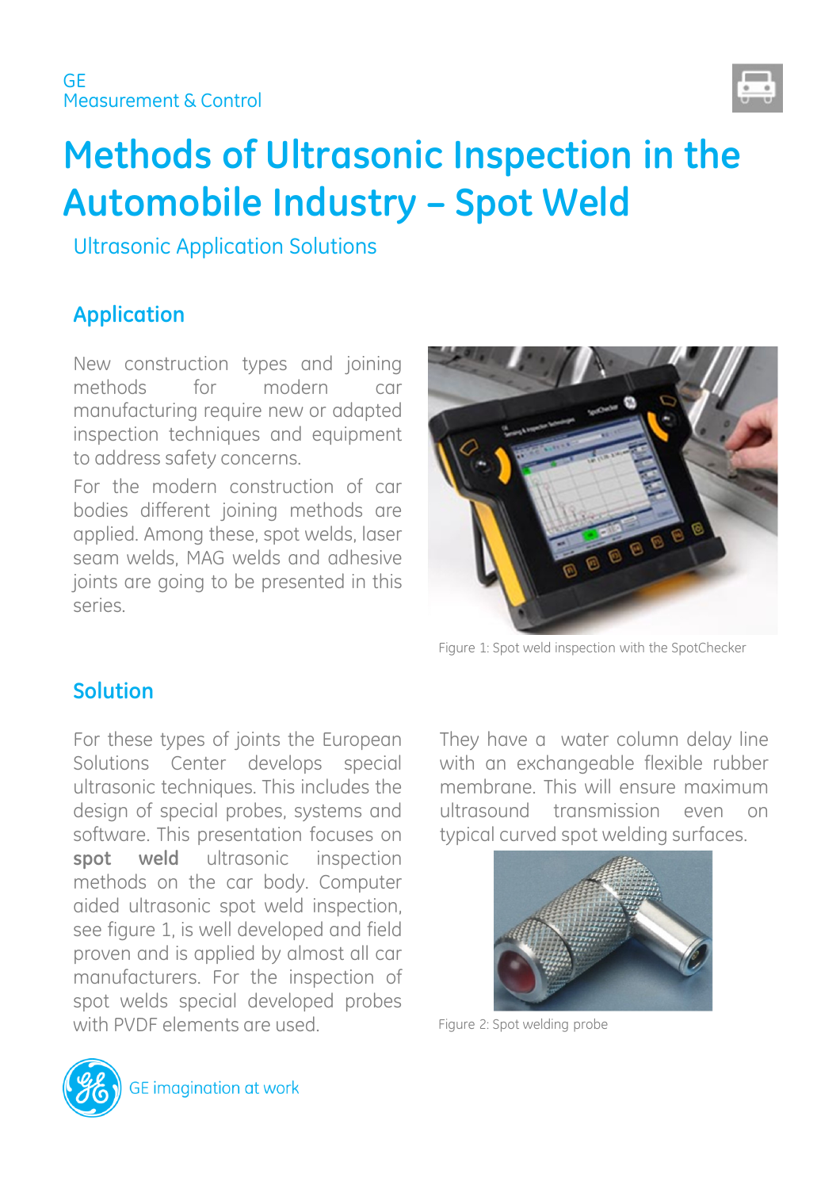GE
Measurement & Control

# Methods of Ultrasonic Inspection in the Automobile Industry – Spot Weld

Ultrasonic Application Solutions

## Application

New construction types and joining methods for modern car manufacturing require new or adapted inspection techniques and equipment to address safety concerns.

For the modern construction of car bodies different joining methods are applied. Among these, spot welds, laser seam welds, MAG welds and adhesive joints are going to be presented in this series.

Figure 1: Spot weld inspection with the SpotChecker

## Solution

For these types of joints the European Solutions Center develops special ultrasonic techniques. This includes the design of special probes, systems and software. This presentation focuses on **spot weld** ultrasonic inspection methods on the car body. Computer aided ultrasonic spot weld inspection, see figure 1, is well developed and field proven and is applied by almost all car manufacturers. For the inspection of spot welds special developed probes with PVDF elements are used.

They have a water column delay line with an exchangeable flexible rubber membrane. This will ensure maximum ultrasound transmission even on typical curved spot welding surfaces.

Figure 2: Spot welding probe

GE imagination at work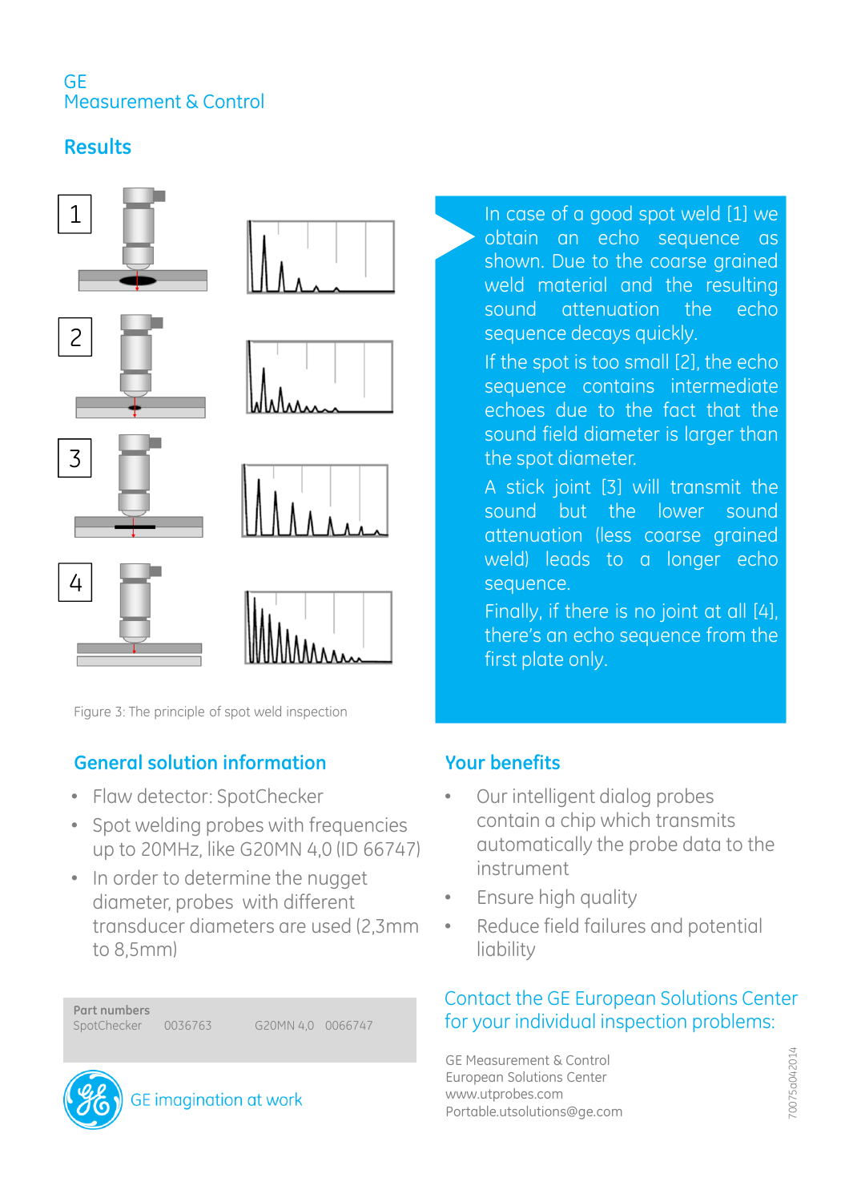GE
Measurement & Control

## Results

1

2

3

4

Figure 3: The principle of spot weld inspection

In case of a good spot weld [1] we obtain an echo sequence as shown. Due to the coarse grained weld material and the resulting sound attenuation the echo sequence decays quickly.

If the spot is too small [2], the echo sequence contains intermediate echoes due to the fact that the sound field diameter is larger than the spot diameter.

A stick joint [3] will transmit the sound but the lower sound attenuation (less coarse grained weld) leads to a longer echo sequence.

Finally, if there is no joint at all [4], there's an echo sequence from the first plate only.

## General solution information

- Flaw detector: SpotChecker
- Spot welding probes with frequencies up to 20MHz, like G20MN 4,0 (ID 66747)
- In order to determine the nugget diameter, probes with different transducer diameters are used (2,3mm to 8,5mm)

**Part numbers**

SpotChecker 0036763 G20MN 4,0 0066747

GE imagination at work

## Your benefits

- Our intelligent dialog probes contain a chip which transmits automatically the probe data to the instrument
- Ensure high quality
- Reduce field failures and potential liability

Contact the GE European Solutions Center for your individual inspection problems:

GE Measurement & Control
European Solutions Center
www.utprobes.com
Portable.utsolutions@ge.com

70075a004 2014